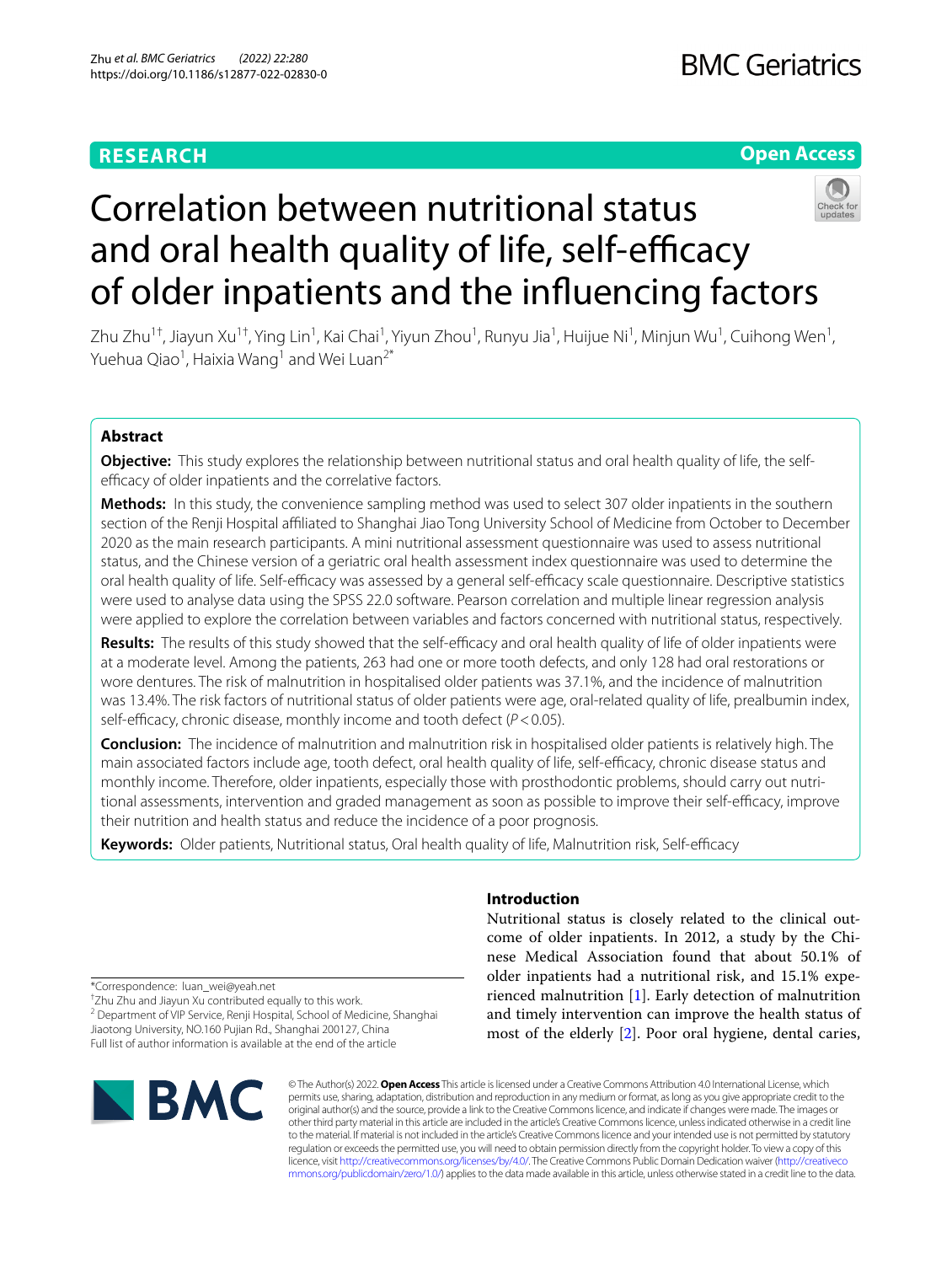RESEARCH

Open Access

# Correlation between nutritional status and oral health quality of life, self-efficacy of older inpatients and the influencing factors

Zhu Zhu[1†], Jiayun Xu[1†], Ying Lin[1], Kai Chai[1], Yiyun Zhou[1], Runyu Jia[1], Huijue Ni[1], Minjun Wu[1], Cuihong Wen[1], Yuehua Qiao[1], Haixia Wang[1] and Wei Luan[2*]

## Abstract

**Objective:** This study explores the relationship between nutritional status and oral health quality of life, the self-efficacy of older inpatients and the correlative factors.

**Methods:** In this study, the convenience sampling method was used to select 307 older inpatients in the southern section of the Renji Hospital affiliated to Shanghai Jiao Tong University School of Medicine from October to December 2020 as the main research participants. A mini nutritional assessment questionnaire was used to assess nutritional status, and the Chinese version of a geriatric oral health assessment index questionnaire was used to determine the oral health quality of life. Self-efficacy was assessed by a general self-efficacy scale questionnaire. Descriptive statistics were used to analyse data using the SPSS 22.0 software. Pearson correlation and multiple linear regression analysis were applied to explore the correlation between variables and factors concerned with nutritional status, respectively.

**Results:** The results of this study showed that the self-efficacy and oral health quality of life of older inpatients were at a moderate level. Among the patients, 263 had one or more tooth defects, and only 128 had oral restorations or wore dentures. The risk of malnutrition in hospitalised older patients was 37.1%, and the incidence of malnutrition was 13.4%. The risk factors of nutritional status of older patients were age, oral-related quality of life, prealbumin index, self-efficacy, chronic disease, monthly income and tooth defect ($P < 0.05$).

**Conclusion:** The incidence of malnutrition and malnutrition risk in hospitalised older patients is relatively high. The main associated factors include age, tooth defect, oral health quality of life, self-efficacy, chronic disease status and monthly income. Therefore, older inpatients, especially those with prosthodontic problems, should carry out nutritional assessments, intervention and graded management as soon as possible to improve their self-efficacy, improve their nutrition and health status and reduce the incidence of a poor prognosis.

**Keywords:** Older patients, Nutritional status, Oral health quality of life, Malnutrition risk, Self-efficacy

## Introduction

Nutritional status is closely related to the clinical outcome of older inpatients. In 2012, a study by the Chinese Medical Association found that about 50.1% of older inpatients had a nutritional risk, and 15.1% experienced malnutrition [1]. Early detection of malnutrition and timely intervention can improve the health status of most of the elderly [2]. Poor oral hygiene, dental caries,

*Correspondence: luan_wei@yeah.net

†Zhu Zhu and Jiayun Xu contributed equally to this work.

[2] Department of VIP Service, Renji Hospital, School of Medicine, Shanghai Jiaotong University, NO.160 Pujian Rd., Shanghai 200127, China

Full list of author information is available at the end of the article

© The Author(s) 2022. **Open Access** This article is licensed under a Creative Commons Attribution 4.0 International License, which permits use, sharing, adaptation, distribution and reproduction in any medium or format, as long as you give appropriate credit to the original author(s) and the source, provide a link to the Creative Commons licence, and indicate if changes were made. The images or other third party material in this article are included in the article's Creative Commons licence, unless indicated otherwise in a credit line to the material. If material is not included in the article's Creative Commons licence and your intended use is not permitted by statutory regulation or exceeds the permitted use, you will need to obtain permission directly from the copyright holder. To view a copy of this licence, visit http://creativecommons.org/licenses/by/4.0/. The Creative Commons Public Domain Dedication waiver (http://creativecommons.org/publicdomain/zero/1.0/) applies to the data made available in this article, unless otherwise stated in a credit line to the data.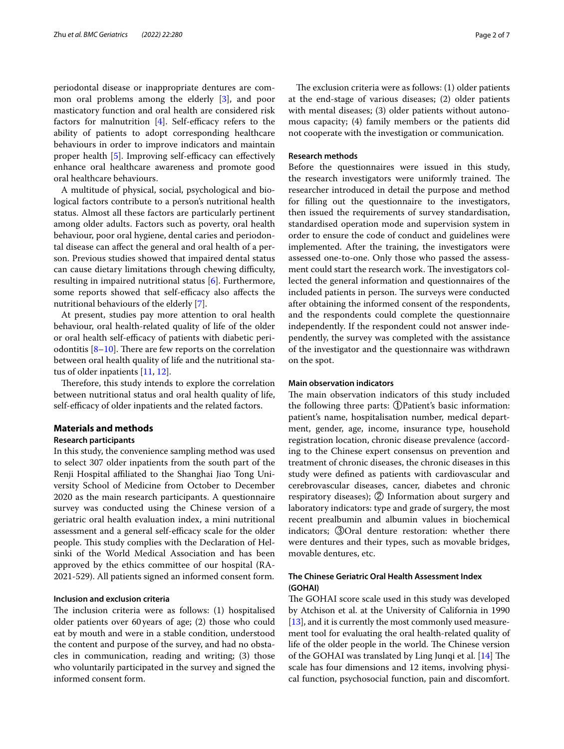periodontal disease or inappropriate dentures are common oral problems among the elderly [3], and poor masticatory function and oral health are considered risk factors for malnutrition [4]. Self-efficacy refers to the ability of patients to adopt corresponding healthcare behaviours in order to improve indicators and maintain proper health [5]. Improving self-efficacy can effectively enhance oral healthcare awareness and promote good oral healthcare behaviours.

A multitude of physical, social, psychological and biological factors contribute to a person's nutritional health status. Almost all these factors are particularly pertinent among older adults. Factors such as poverty, oral health behaviour, poor oral hygiene, dental caries and periodontal disease can affect the general and oral health of a person. Previous studies showed that impaired dental status can cause dietary limitations through chewing difficulty, resulting in impaired nutritional status [6]. Furthermore, some reports showed that self-efficacy also affects the nutritional behaviours of the elderly [7].

At present, studies pay more attention to oral health behaviour, oral health-related quality of life of the older or oral health self-efficacy of patients with diabetic periodontitis [8–10]. There are few reports on the correlation between oral health quality of life and the nutritional status of older inpatients [11, 12].

Therefore, this study intends to explore the correlation between nutritional status and oral health quality of life, self-efficacy of older inpatients and the related factors.

## Materials and methods

### Research participants

In this study, the convenience sampling method was used to select 307 older inpatients from the south part of the Renji Hospital affiliated to the Shanghai Jiao Tong University School of Medicine from October to December 2020 as the main research participants. A questionnaire survey was conducted using the Chinese version of a geriatric oral health evaluation index, a mini nutritional assessment and a general self-efficacy scale for the older people. This study complies with the Declaration of Helsinki of the World Medical Association and has been approved by the ethics committee of our hospital (RA-2021-529). All patients signed an informed consent form.

### Inclusion and exclusion criteria

The inclusion criteria were as follows: (1) hospitalised older patients over 60 years of age; (2) those who could eat by mouth and were in a stable condition, understood the content and purpose of the survey, and had no obstacles in communication, reading and writing; (3) those who voluntarily participated in the survey and signed the informed consent form.

The exclusion criteria were as follows: (1) older patients at the end-stage of various diseases; (2) older patients with mental diseases; (3) older patients without autonomous capacity; (4) family members or the patients did not cooperate with the investigation or communication.

### Research methods

Before the questionnaires were issued in this study, the research investigators were uniformly trained. The researcher introduced in detail the purpose and method for filling out the questionnaire to the investigators, then issued the requirements of survey standardisation, standardised operation mode and supervision system in order to ensure the code of conduct and guidelines were implemented. After the training, the investigators were assessed one-to-one. Only those who passed the assessment could start the research work. The investigators collected the general information and questionnaires of the included patients in person. The surveys were conducted after obtaining the informed consent of the respondents, and the respondents could complete the questionnaire independently. If the respondent could not answer independently, the survey was completed with the assistance of the investigator and the questionnaire was withdrawn on the spot.

### Main observation indicators

The main observation indicators of this study included the following three parts: ①Patient's basic information: patient's name, hospitalisation number, medical department, gender, age, income, insurance type, household registration location, chronic disease prevalence (according to the Chinese expert consensus on prevention and treatment of chronic diseases, the chronic diseases in this study were defined as patients with cardiovascular and cerebrovascular diseases, cancer, diabetes and chronic respiratory diseases); ② Information about surgery and laboratory indicators: type and grade of surgery, the most recent prealbumin and albumin values in biochemical indicators; ③Oral denture restoration: whether there were dentures and their types, such as movable bridges, movable dentures, etc.

### The Chinese Geriatric Oral Health Assessment Index (GOHAI)

The GOHAI score scale used in this study was developed by Atchison et al. at the University of California in 1990 [13], and it is currently the most commonly used measurement tool for evaluating the oral health-related quality of life of the older people in the world. The Chinese version of the GOHAI was translated by Ling Junqi et al. [14] The scale has four dimensions and 12 items, involving physical function, psychosocial function, pain and discomfort.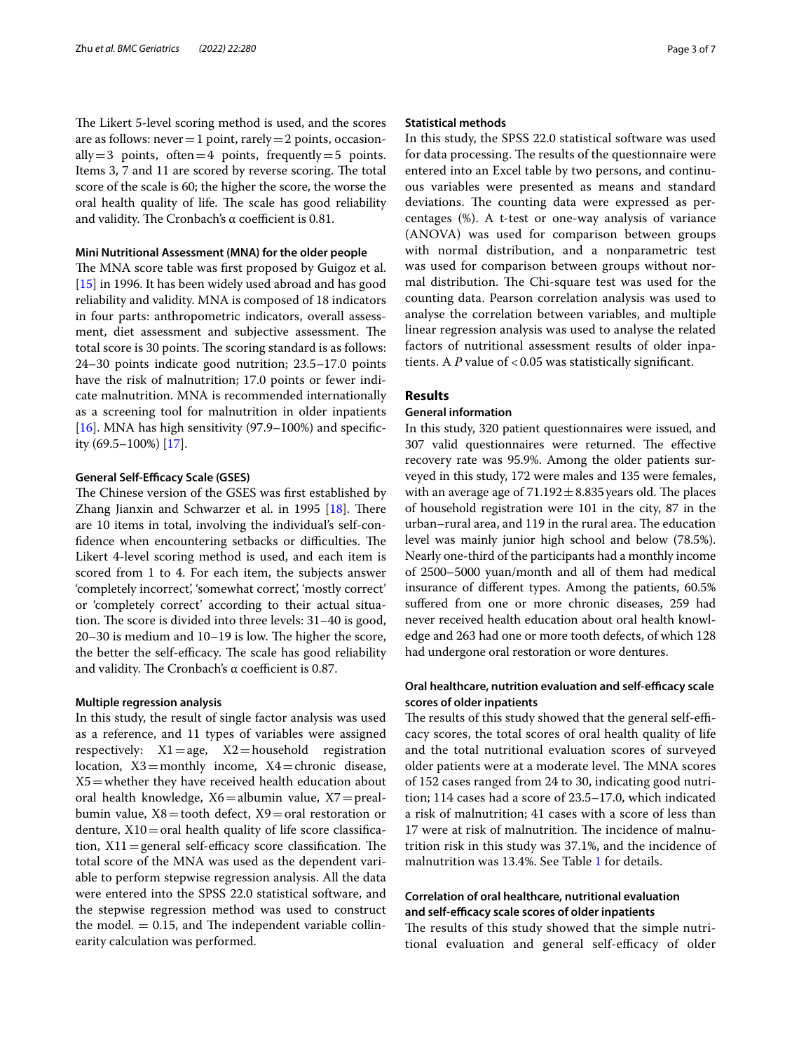The Likert 5-level scoring method is used, and the scores are as follows: never = 1 point, rarely = 2 points, occasionally = 3 points, often = 4 points, frequently = 5 points. Items 3, 7 and 11 are scored by reverse scoring. The total score of the scale is 60; the higher the score, the worse the oral health quality of life. The scale has good reliability and validity. The Cronbach's α coefficient is 0.81.

### Mini Nutritional Assessment (MNA) for the older people

The MNA score table was first proposed by Guigoz et al. [15] in 1996. It has been widely used abroad and has good reliability and validity. MNA is composed of 18 indicators in four parts: anthropometric indicators, overall assessment, diet assessment and subjective assessment. The total score is 30 points. The scoring standard is as follows: 24–30 points indicate good nutrition; 23.5–17.0 points have the risk of malnutrition; 17.0 points or fewer indicate malnutrition. MNA is recommended internationally as a screening tool for malnutrition in older inpatients [16]. MNA has high sensitivity (97.9–100%) and specificity (69.5–100%) [17].

### General Self-Efficacy Scale (GSES)

The Chinese version of the GSES was first established by Zhang Jianxin and Schwarzer et al. in 1995 [18]. There are 10 items in total, involving the individual's self-confidence when encountering setbacks or difficulties. The Likert 4-level scoring method is used, and each item is scored from 1 to 4. For each item, the subjects answer 'completely incorrect', 'somewhat correct', 'mostly correct' or 'completely correct' according to their actual situation. The score is divided into three levels: 31–40 is good, 20–30 is medium and 10–19 is low. The higher the score, the better the self-efficacy. The scale has good reliability and validity. The Cronbach's α coefficient is 0.87.

### Multiple regression analysis

In this study, the result of single factor analysis was used as a reference, and 11 types of variables were assigned respectively: $X1$ = age, $X2$ = household registration location, $X3$ = monthly income, $X4$ = chronic disease, $X5$ = whether they have received health education about oral health knowledge, $X6$ = albumin value, $X7$ = prealbumin value, $X8$ = tooth defect, $X9$ = oral restoration or denture, $X10$ = oral health quality of life score classification, $X11$ = general self-efficacy score classification. The total score of the MNA was used as the dependent variable to perform stepwise regression analysis. All the data were entered into the SPSS 22.0 statistical software, and the stepwise regression method was used to construct the model. = 0.15, and The independent variable collinearity calculation was performed.

### Statistical methods

In this study, the SPSS 22.0 statistical software was used for data processing. The results of the questionnaire were entered into an Excel table by two persons, and continuous variables were presented as means and standard deviations. The counting data were expressed as percentages (%). A t-test or one-way analysis of variance (ANOVA) was used for comparison between groups with normal distribution, and a nonparametric test was used for comparison between groups without normal distribution. The Chi-square test was used for the counting data. Pearson correlation analysis was used to analyse the correlation between variables, and multiple linear regression analysis was used to analyse the related factors of nutritional assessment results of older inpatients. A $P$ value of $< 0.05$ was statistically significant.

## Results

### General information

In this study, 320 patient questionnaires were issued, and 307 valid questionnaires were returned. The effective recovery rate was 95.9%. Among the older patients surveyed in this study, 172 were males and 135 were females, with an average age of $71.192 \pm 8.835$ years old. The places of household registration were 101 in the city, 87 in the urban–rural area, and 119 in the rural area. The education level was mainly junior high school and below (78.5%). Nearly one-third of the participants had a monthly income of 2500–5000 yuan/month and all of them had medical insurance of different types. Among the patients, 60.5% suffered from one or more chronic diseases, 259 had never received health education about oral health knowledge and 263 had one or more tooth defects, of which 128 had undergone oral restoration or wore dentures.

### Oral healthcare, nutrition evaluation and self-efficacy scale scores of older inpatients

The results of this study showed that the general self-efficacy scores, the total scores of oral health quality of life and the total nutritional evaluation scores of surveyed older patients were at a moderate level. The MNA scores of 152 cases ranged from 24 to 30, indicating good nutrition; 114 cases had a score of 23.5–17.0, which indicated a risk of malnutrition; 41 cases with a score of less than 17 were at risk of malnutrition. The incidence of malnutrition risk in this study was 37.1%, and the incidence of malnutrition was 13.4%. See Table 1 for details.

### Correlation of oral healthcare, nutritional evaluation and self-efficacy scale scores of older inpatients

The results of this study showed that the simple nutritional evaluation and general self-efficacy of older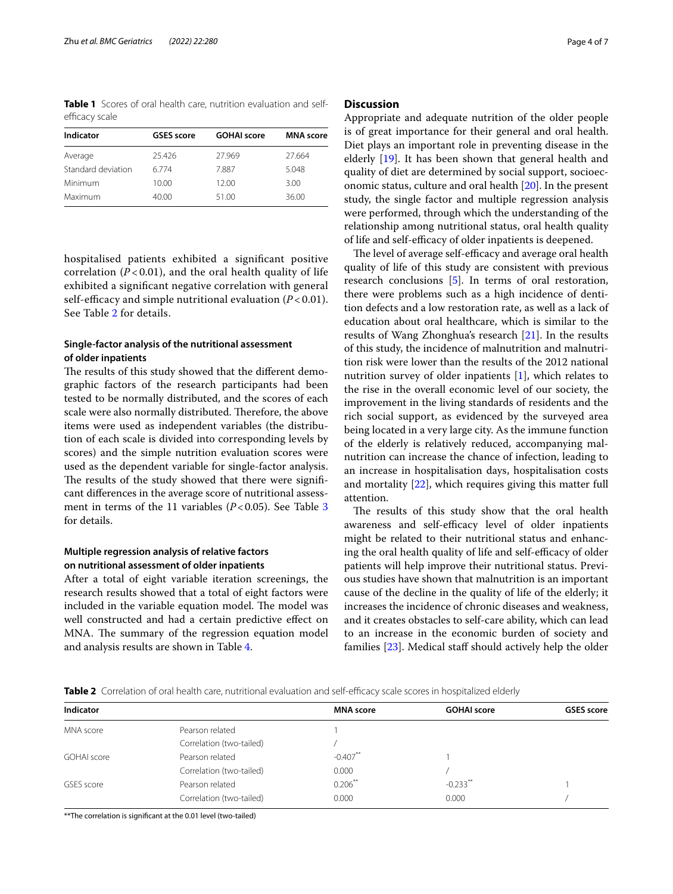**Table 1** Scores of oral health care, nutrition evaluation and self-efficacy scale

| Indicator | GSES score | GOHAI score | MNA score |
|---|---|---|---|
| Average | 25.426 | 27.969 | 27.664 |
| Standard deviation | 6.774 | 7.887 | 5.048 |
| Minimum | 10.00 | 12.00 | 3.00 |
| Maximum | 40.00 | 51.00 | 36.00 |

hospitalised patients exhibited a significant positive correlation ($P<0.01$), and the oral health quality of life exhibited a significant negative correlation with general self-efficacy and simple nutritional evaluation ($P<0.01$). See Table 2 for details.

### Single-factor analysis of the nutritional assessment of older inpatients

The results of this study showed that the different demographic factors of the research participants had been tested to be normally distributed, and the scores of each scale were also normally distributed. Therefore, the above items were used as independent variables (the distribution of each scale is divided into corresponding levels by scores) and the simple nutrition evaluation scores were used as the dependent variable for single-factor analysis. The results of the study showed that there were significant differences in the average score of nutritional assessment in terms of the 11 variables ($P<0.05$). See Table 3 for details.

### Multiple regression analysis of relative factors on nutritional assessment of older inpatients

After a total of eight variable iteration screenings, the research results showed that a total of eight factors were included in the variable equation model. The model was well constructed and had a certain predictive effect on MNA. The summary of the regression equation model and analysis results are shown in Table 4.

## Discussion

Appropriate and adequate nutrition of the older people is of great importance for their general and oral health. Diet plays an important role in preventing disease in the elderly [19]. It has been shown that general health and quality of diet are determined by social support, socioeconomic status, culture and oral health [20]. In the present study, the single factor and multiple regression analysis were performed, through which the understanding of the relationship among nutritional status, oral health quality of life and self-efficacy of older inpatients is deepened.

The level of average self-efficacy and average oral health quality of life of this study are consistent with previous research conclusions [5]. In terms of oral restoration, there were problems such as a high incidence of dentition defects and a low restoration rate, as well as a lack of education about oral healthcare, which is similar to the results of Wang Zhonghua's research [21]. In the results of this study, the incidence of malnutrition and malnutrition risk were lower than the results of the 2012 national nutrition survey of older inpatients [1], which relates to the rise in the overall economic level of our society, the improvement in the living standards of residents and the rich social support, as evidenced by the surveyed area being located in a very large city. As the immune function of the elderly is relatively reduced, accompanying malnutrition can increase the chance of infection, leading to an increase in hospitalisation days, hospitalisation costs and mortality [22], which requires giving this matter full attention.

The results of this study show that the oral health awareness and self-efficacy level of older inpatients might be related to their nutritional status and enhancing the oral health quality of life and self-efficacy of older patients will help improve their nutritional status. Previous studies have shown that malnutrition is an important cause of the decline in the quality of life of the elderly; it increases the incidence of chronic diseases and weakness, and it creates obstacles to self-care ability, which can lead to an increase in the economic burden of society and families [23]. Medical staff should actively help the older

**Table 2** Correlation of oral health care, nutritional evaluation and self-efficacy scale scores in hospitalized elderly

| Indicator | | MNA score | GOHAI score | GSES score |
|---|---|---|---|---|
| MNA score | Pearson related | 1 | | |
| | Correlation (two-tailed) | / | | |
| GOHAI score | Pearson related | -0.407** | 1 | |
| | Correlation (two-tailed) | 0.000 | / | |
| GSES score | Pearson related | 0.206** | -0.233** | 1 |
| | Correlation (two-tailed) | 0.000 | 0.000 | / |

**The correlation is significant at the 0.01 level (two-tailed)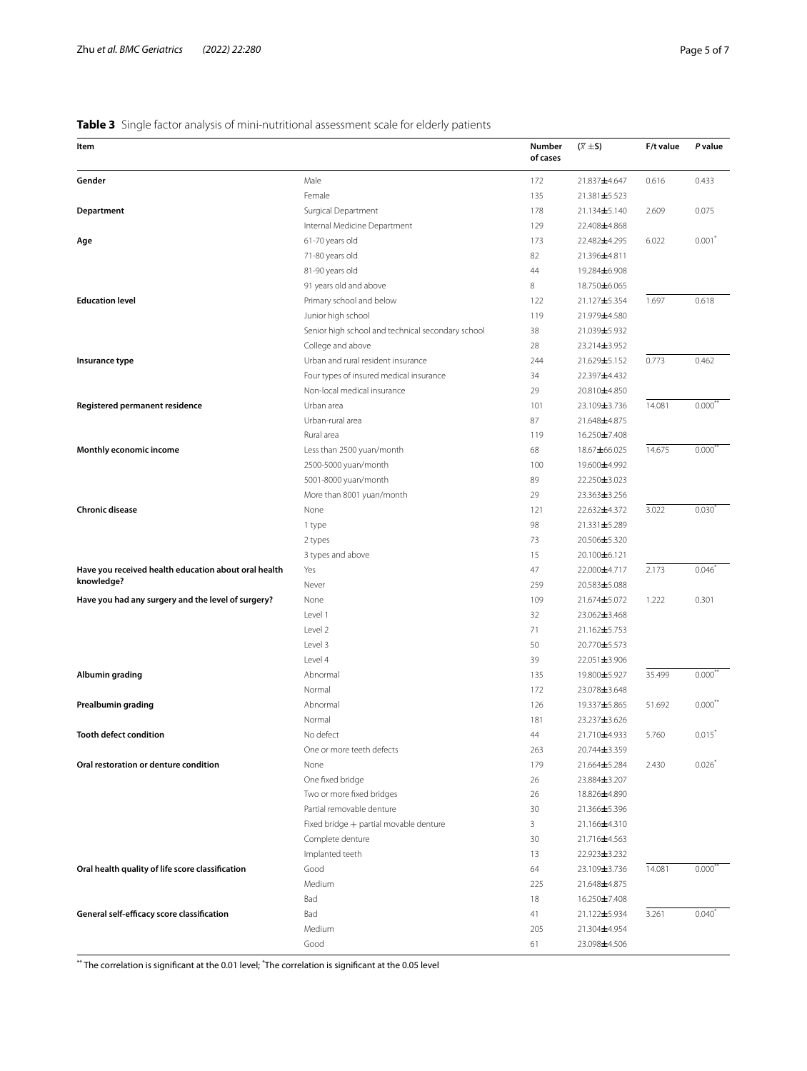**Table 3** Single factor analysis of mini-nutritional assessment scale for elderly patients

| Item | | Number of cases | ($\overline{X} \pm S$) | F/t value | *P* value |
|---|---|---|---|---|---|
| **Gender** | Male | 172 | 21.837±4.647 | 0.616 | 0.433 |
| | Female | 135 | 21.381±5.523 | | |
| **Department** | Surgical Department | 178 | 21.134±5.140 | 2.609 | 0.075 |
| | Internal Medicine Department | 129 | 22.408±4.868 | | |
| **Age** | 61-70 years old | 173 | 22.482±4.295 | 6.022 | 0.001* |
| | 71-80 years old | 82 | 21.396±4.811 | | |
| | 81-90 years old | 44 | 19.284±6.908 | | |
| | 91 years old and above | 8 | 18.750±6.065 | | |
| **Education level** | Primary school and below | 122 | 21.127±5.354 | 1.697 | 0.618 |
| | Junior high school | 119 | 21.979±4.580 | | |
| | Senior high school and technical secondary school | 38 | 21.039±5.932 | | |
| | College and above | 28 | 23.214±3.952 | | |
| **Insurance type** | Urban and rural resident insurance | 244 | 21.629±5.152 | 0.773 | 0.462 |
| | Four types of insured medical insurance | 34 | 22.397±4.432 | | |
| | Non-local medical insurance | 29 | 20.810±4.850 | | |
| **Registered permanent residence** | Urban area | 101 | 23.109±3.736 | 14.081 | 0.000** |
| | Urban-rural area | 87 | 21.648±4.875 | | |
| | Rural area | 119 | 16.250±7.408 | | |
| **Monthly economic income** | Less than 2500 yuan/month | 68 | 18.67±66.025 | 14.675 | 0.000** |
| | 2500-5000 yuan/month | 100 | 19.600±4.992 | | |
| | 5001-8000 yuan/month | 89 | 22.250±3.023 | | |
| | More than 8001 yuan/month | 29 | 23.363±3.256 | | |
| **Chronic disease** | None | 121 | 22.632±4.372 | 3.022 | 0.030* |
| | 1 type | 98 | 21.331±5.289 | | |
| | 2 types | 73 | 20.506±5.320 | | |
| | 3 types and above | 15 | 20.100±6.121 | | |
| **Have you received health education about oral health knowledge?** | Yes | 47 | 22.000±4.717 | 2.173 | 0.046* |
| | Never | 259 | 20.583±5.088 | | |
| **Have you had any surgery and the level of surgery?** | None | 109 | 21.674±5.072 | 1.222 | 0.301 |
| | Level 1 | 32 | 23.062±3.468 | | |
| | Level 2 | 71 | 21.162±5.753 | | |
| | Level 3 | 50 | 20.770±5.573 | | |
| | Level 4 | 39 | 22.051±3.906 | | |
| **Albumin grading** | Abnormal | 135 | 19.800±5.927 | 35.499 | 0.000** |
| | Normal | 172 | 23.078±3.648 | | |
| **Prealbumin grading** | Abnormal | 126 | 19.337±5.865 | 51.692 | 0.000** |
| | Normal | 181 | 23.237±3.626 | | |
| **Tooth defect condition** | No defect | 44 | 21.710±4.933 | 5.760 | 0.015* |
| | One or more teeth defects | 263 | 20.744±3.359 | | |
| **Oral restoration or denture condition** | None | 179 | 21.664±5.284 | 2.430 | 0.026* |
| | One fixed bridge | 26 | 23.884±3.207 | | |
| | Two or more fixed bridges | 26 | 18.826±4.890 | | |
| | Partial removable denture | 30 | 21.366±5.396 | | |
| | Fixed bridge + partial movable denture | 3 | 21.166±4.310 | | |
| | Complete denture | 30 | 21.716±4.563 | | |
| | Implanted teeth | 13 | 22.923±3.232 | | |
| **Oral health quality of life score classification** | Good | 64 | 23.109±3.736 | 14.081 | 0.000** |
| | Medium | 225 | 21.648±4.875 | | |
| | Bad | 18 | 16.250±7.408 | | |
| **General self-efficacy score classification** | Bad | 41 | 21.122±5.934 | 3.261 | 0.040* |
| | Medium | 205 | 21.304±4.954 | | |
| | Good | 61 | 23.098±4.506 | | |

** The correlation is significant at the 0.01 level; * The correlation is significant at the 0.05 level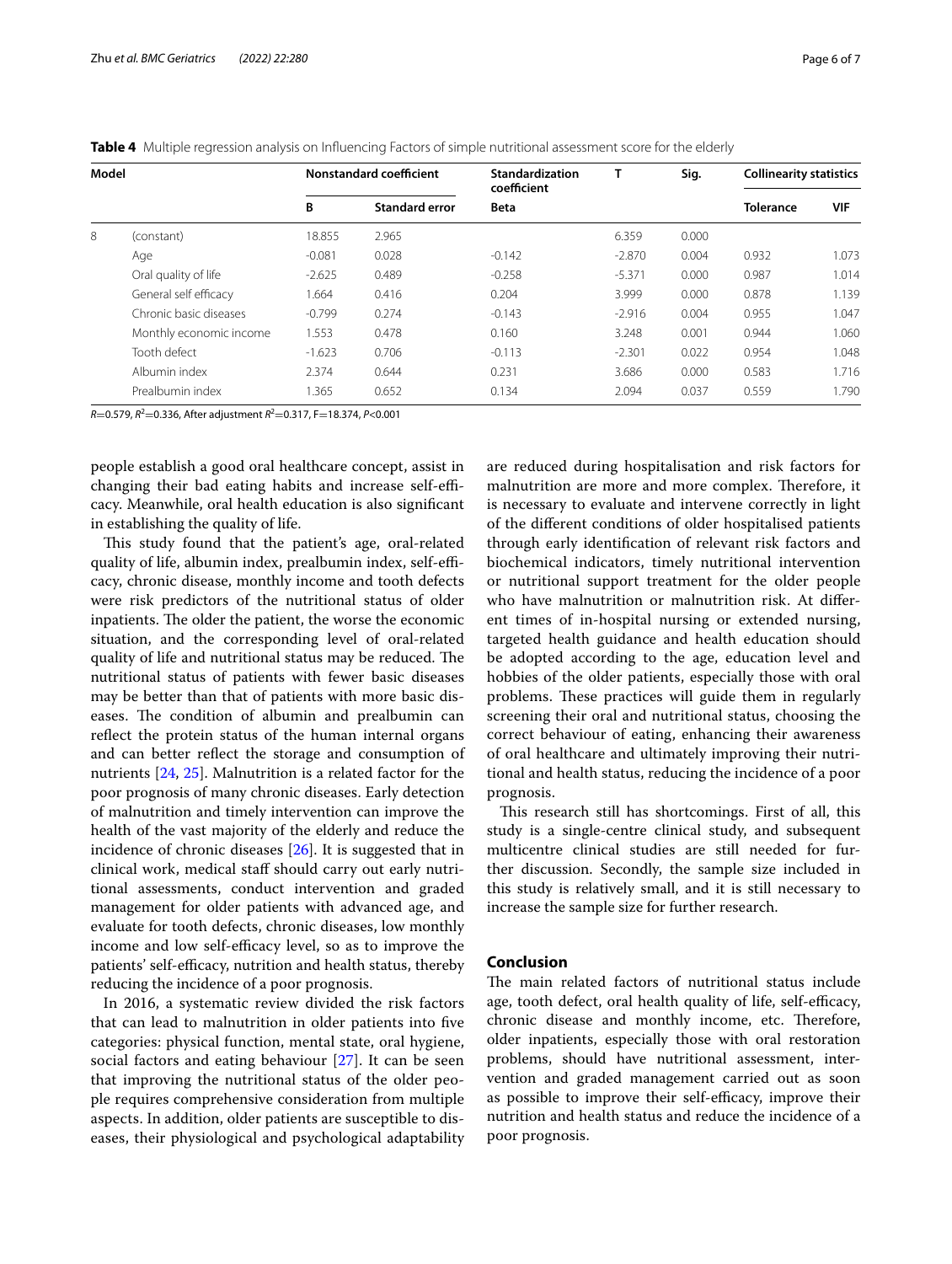**Table 4** Multiple regression analysis on Influencing Factors of simple nutritional assessment score for the elderly

| Model | | Nonstandard coefficient | | Standardization coefficient | T | Sig. | Collinearity statistics | |
|---|---|---|---|---|---|---|---|---|
| | | B | Standard error | Beta | | | Tolerance | VIF |
| 8 | (constant) | 18.855 | 2.965 | | 6.359 | 0.000 | | |
| | Age | -0.081 | 0.028 | -0.142 | -2.870 | 0.004 | 0.932 | 1.073 |
| | Oral quality of life | -2.625 | 0.489 | -0.258 | -5.371 | 0.000 | 0.987 | 1.014 |
| | General self efficacy | 1.664 | 0.416 | 0.204 | 3.999 | 0.000 | 0.878 | 1.139 |
| | Chronic basic diseases | -0.799 | 0.274 | -0.143 | -2.916 | 0.004 | 0.955 | 1.047 |
| | Monthly economic income | 1.553 | 0.478 | 0.160 | 3.248 | 0.001 | 0.944 | 1.060 |
| | Tooth defect | -1.623 | 0.706 | -0.113 | -2.301 | 0.022 | 0.954 | 1.048 |
| | Albumin index | 2.374 | 0.644 | 0.231 | 3.686 | 0.000 | 0.583 | 1.716 |
| | Prealbumin index | 1.365 | 0.652 | 0.134 | 2.094 | 0.037 | 0.559 | 1.790 |

$R$=0.579, $R^2$=0.336, After adjustment $R^2$=0.317, F=18.374, $P$<0.001

people establish a good oral healthcare concept, assist in changing their bad eating habits and increase self-efficacy. Meanwhile, oral health education is also significant in establishing the quality of life.

This study found that the patient's age, oral-related quality of life, albumin index, prealbumin index, self-efficacy, chronic disease, monthly income and tooth defects were risk predictors of the nutritional status of older inpatients. The older the patient, the worse the economic situation, and the corresponding level of oral-related quality of life and nutritional status may be reduced. The nutritional status of patients with fewer basic diseases may be better than that of patients with more basic diseases. The condition of albumin and prealbumin can reflect the protein status of the human internal organs and can better reflect the storage and consumption of nutrients [24, 25]. Malnutrition is a related factor for the poor prognosis of many chronic diseases. Early detection of malnutrition and timely intervention can improve the health of the vast majority of the elderly and reduce the incidence of chronic diseases [26]. It is suggested that in clinical work, medical staff should carry out early nutritional assessments, conduct intervention and graded management for older patients with advanced age, and evaluate for tooth defects, chronic diseases, low monthly income and low self-efficacy level, so as to improve the patients' self-efficacy, nutrition and health status, thereby reducing the incidence of a poor prognosis.

In 2016, a systematic review divided the risk factors that can lead to malnutrition in older patients into five categories: physical function, mental state, oral hygiene, social factors and eating behaviour [27]. It can be seen that improving the nutritional status of the older people requires comprehensive consideration from multiple aspects. In addition, older patients are susceptible to diseases, their physiological and psychological adaptability are reduced during hospitalisation and risk factors for malnutrition are more and more complex. Therefore, it is necessary to evaluate and intervene correctly in light of the different conditions of older hospitalised patients through early identification of relevant risk factors and biochemical indicators, timely nutritional intervention or nutritional support treatment for the older people who have malnutrition or malnutrition risk. At different times of in-hospital nursing or extended nursing, targeted health guidance and health education should be adopted according to the age, education level and hobbies of the older patients, especially those with oral problems. These practices will guide them in regularly screening their oral and nutritional status, choosing the correct behaviour of eating, enhancing their awareness of oral healthcare and ultimately improving their nutritional and health status, reducing the incidence of a poor prognosis.

This research still has shortcomings. First of all, this study is a single-centre clinical study, and subsequent multicentre clinical studies are still needed for further discussion. Secondly, the sample size included in this study is relatively small, and it is still necessary to increase the sample size for further research.

## Conclusion

The main related factors of nutritional status include age, tooth defect, oral health quality of life, self-efficacy, chronic disease and monthly income, etc. Therefore, older inpatients, especially those with oral restoration problems, should have nutritional assessment, intervention and graded management carried out as soon as possible to improve their self-efficacy, improve their nutrition and health status and reduce the incidence of a poor prognosis.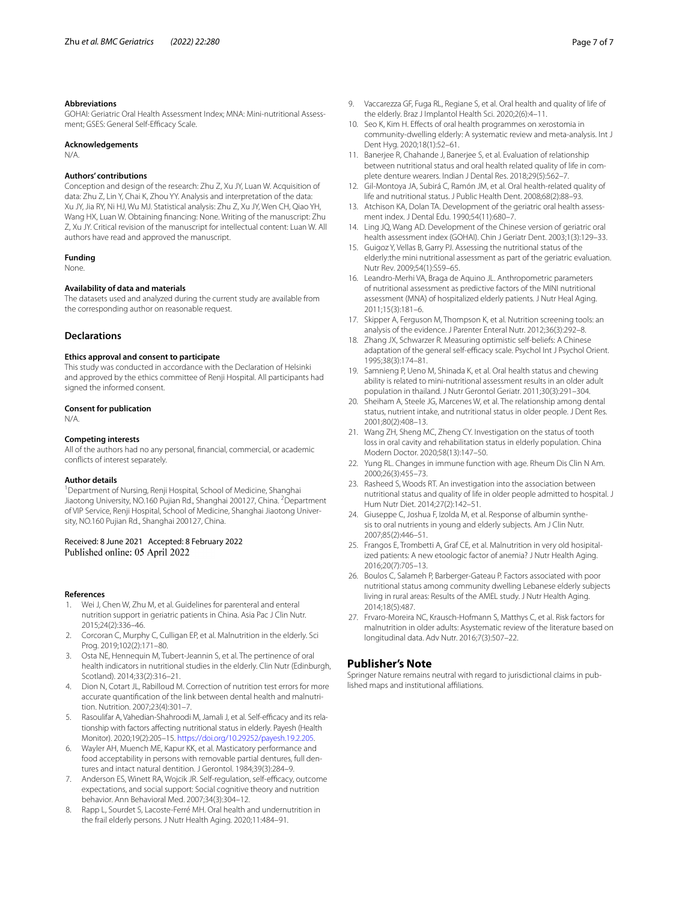### Abbreviations

GOHAI: Geriatric Oral Health Assessment Index; MNA: Mini-nutritional Assessment; GSES: General Self-Efficacy Scale.

### Acknowledgements

N/A.

### Authors' contributions

Conception and design of the research: Zhu Z, Xu JY, Luan W. Acquisition of data: Zhu Z, Lin Y, Chai K, Zhou YY. Analysis and interpretation of the data: Xu JY, Jia RY, Ni HJ, Wu MJ. Statistical analysis: Zhu Z, Xu JY, Wen CH, Qiao YH, Wang HX, Luan W. Obtaining financing: None. Writing of the manuscript: Zhu Z, Xu JY. Critical revision of the manuscript for intellectual content: Luan W. All authors have read and approved the manuscript.

### Funding

None.

### Availability of data and materials

The datasets used and analyzed during the current study are available from the corresponding author on reasonable request.

## Declarations

### Ethics approval and consent to participate

This study was conducted in accordance with the Declaration of Helsinki and approved by the ethics committee of Renji Hospital. All participants had signed the informed consent.

### Consent for publication

N/A.

### Competing interests

All of the authors had no any personal, financial, commercial, or academic conflicts of interest separately.

### Author details

[1]Department of Nursing, Renji Hospital, School of Medicine, Shanghai Jiaotong University, NO.160 Pujian Rd., Shanghai 200127, China. [2]Department of VIP Service, Renji Hospital, School of Medicine, Shanghai Jiaotong University, NO.160 Pujian Rd., Shanghai 200127, China.

Received: 8 June 2021 Accepted: 8 February 2022
Published online: 05 April 2022

### References

1. Wei J, Chen W, Zhu M, et al. Guidelines for parenteral and enteral nutrition support in geriatric patients in China. Asia Pac J Clin Nutr. 2015;24(2):336–46.
2. Corcoran C, Murphy C, Culligan EP, et al. Malnutrition in the elderly. Sci Prog. 2019;102(2):171–80.
3. Osta NE, Hennequin M, Tubert-Jeannin S, et al. The pertinence of oral health indicators in nutritional studies in the elderly. Clin Nutr (Edinburgh, Scotland). 2014;33(2):316–21.
4. Dion N, Cotart JL, Rabilloud M. Correction of nutrition test errors for more accurate quantification of the link between dental health and malnutrition. Nutrition. 2007;23(4):301–7.
5. Rasoulifar A, Vahedian-Shahroodi M, Jamali J, et al. Self-efficacy and its relationship with factors affecting nutritional status in elderly. Payesh (Health Monitor). 2020;19(2):205–15. https://doi.org/10.29252/payesh.19.2.205.
6. Wayler AH, Muench ME, Kapur KK, et al. Masticatory performance and food acceptability in persons with removable partial dentures, full dentures and intact natural dentition. J Gerontol. 1984;39(3):284–9.
7. Anderson ES, Winett RA, Wojcik JR. Self-regulation, self-efficacy, outcome expectations, and social support: Social cognitive theory and nutrition behavior. Ann Behavioral Med. 2007;34(3):304–12.
8. Rapp L, Sourdet S, Lacoste-Ferré MH. Oral health and undernutrition in the frail elderly persons. J Nutr Health Aging. 2020;11:484–91.
9. Vaccarezza GF, Fuga RL, Regiane S, et al. Oral health and quality of life of the elderly. Braz J Implantol Health Sci. 2020;2(6):4–11.
10. Seo K, Kim H. Effects of oral health programmes on xerostomia in community-dwelling elderly: A systematic review and meta-analysis. Int J Dent Hyg. 2020;18(1):52–61.
11. Banerjee R, Chahande J, Banerjee S, et al. Evaluation of relationship between nutritional status and oral health related quality of life in complete denture wearers. Indian J Dental Res. 2018;29(5):562–7.
12. Gil-Montoya JA, Subirá C, Ramón JM, et al. Oral health-related quality of life and nutritional status. J Public Health Dent. 2008;68(2):88–93.
13. Atchison KA, Dolan TA. Development of the geriatric oral health assessment index. J Dental Edu. 1990;54(11):680–7.
14. Ling JQ, Wang AD. Development of the Chinese version of geriatric oral health assessment index (GOHAI). Chin J Geriatr Dent. 2003;1(3):129–33.
15. Guigoz Y, Vellas B, Garry PJ. Assessing the nutritional status of the elderly:the mini nutritional assessment as part of the geriatric evaluation. Nutr Rev. 2009;54(1):S59–65.
16. Leandro-Merhi VA, Braga de Aquino JL. Anthropometric parameters of nutritional assessment as predictive factors of the MINI nutritional assessment (MNA) of hospitalized elderly patients. J Nutr Heal Aging. 2011;15(3):181–6.
17. Skipper A, Ferguson M, Thompson K, et al. Nutrition screening tools: an analysis of the evidence. J Parenter Enteral Nutr. 2012;36(3):292–8.
18. Zhang JX, Schwarzer R. Measuring optimistic self-beliefs: A Chinese adaptation of the general self-efficacy scale. Psychol Int J Psychol Orient. 1995;38(3):174–81.
19. Samnieng P, Ueno M, Shinada K, et al. Oral health status and chewing ability is related to mini-nutritional assessment results in an older adult population in thailand. J Nutr Gerontol Geriatr. 2011;30(3):291–304.
20. Sheiham A, Steele JG, Marcenes W, et al. The relationship among dental status, nutrient intake, and nutritional status in older people. J Dent Res. 2001;80(2):408–13.
21. Wang ZH, Sheng MC, Zheng CY. Investigation on the status of tooth loss in oral cavity and rehabilitation status in elderly population. China Modern Doctor. 2020;58(13):147–50.
22. Yung RL. Changes in immune function with age. Rheum Dis Clin N Am. 2000;26(3):455–73.
23. Rasheed S, Woods RT. An investigation into the association between nutritional status and quality of life in older people admitted to hospital. J Hum Nutr Diet. 2014;27(2):142–51.
24. Giuseppe C, Joshua F, Izolda M, et al. Response of albumin synthesis to oral nutrients in young and elderly subjects. Am J Clin Nutr. 2007;85(2):446–51.
25. Frangos E, Trombetti A, Graf CE, et al. Malnutrition in very old hospitalized patients: A new etoologic factor of anemia? J Nutr Health Aging. 2016;20(7):705–13.
26. Boulos C, Salameh P, Barberger-Gateau P. Factors associated with poor nutritional status among community dwelling Lebanese elderly subjects living in rural areas: Results of the AMEL study. J Nutr Health Aging. 2014;18(5):487.
27. Frvaro-Moreira NC, Krausch-Hofmann S, Matthys C, et al. Risk factors for malnutrition in older adults: Asystematic review of the literature based on longitudinal data. Adv Nutr. 2016;7(3):507–22.

## Publisher's Note

Springer Nature remains neutral with regard to jurisdictional claims in published maps and institutional affiliations.